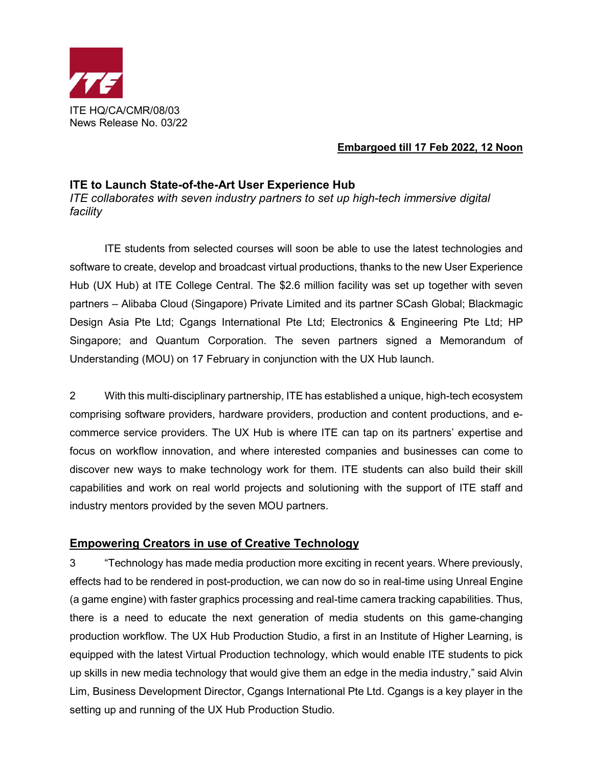ITE HQ/CA/CMR/08/03
News Release No. 03/22

**Embargoed till 17 Feb 2022, 12 Noon**

## ITE to Launch State-of-the-Art User Experience Hub

*ITE collaborates with seven industry partners to set up high-tech immersive digital facility*

ITE students from selected courses will soon be able to use the latest technologies and software to create, develop and broadcast virtual productions, thanks to the new User Experience Hub (UX Hub) at ITE College Central. The $2.6 million facility was set up together with seven partners – Alibaba Cloud (Singapore) Private Limited and its partner SCash Global; Blackmagic Design Asia Pte Ltd; Cgangs International Pte Ltd; Electronics & Engineering Pte Ltd; HP Singapore; and Quantum Corporation. The seven partners signed a Memorandum of Understanding (MOU) on 17 February in conjunction with the UX Hub launch.

2 With this multi-disciplinary partnership, ITE has established a unique, high-tech ecosystem comprising software providers, hardware providers, production and content productions, and e-commerce service providers. The UX Hub is where ITE can tap on its partners' expertise and focus on workflow innovation, and where interested companies and businesses can come to discover new ways to make technology work for them. ITE students can also build their skill capabilities and work on real world projects and solutioning with the support of ITE staff and industry mentors provided by the seven MOU partners.

### Empowering Creators in use of Creative Technology

3 "Technology has made media production more exciting in recent years. Where previously, effects had to be rendered in post-production, we can now do so in real-time using Unreal Engine (a game engine) with faster graphics processing and real-time camera tracking capabilities. Thus, there is a need to educate the next generation of media students on this game-changing production workflow. The UX Hub Production Studio, a first in an Institute of Higher Learning, is equipped with the latest Virtual Production technology, which would enable ITE students to pick up skills in new media technology that would give them an edge in the media industry," said Alvin Lim, Business Development Director, Cgangs International Pte Ltd. Cgangs is a key player in the setting up and running of the UX Hub Production Studio.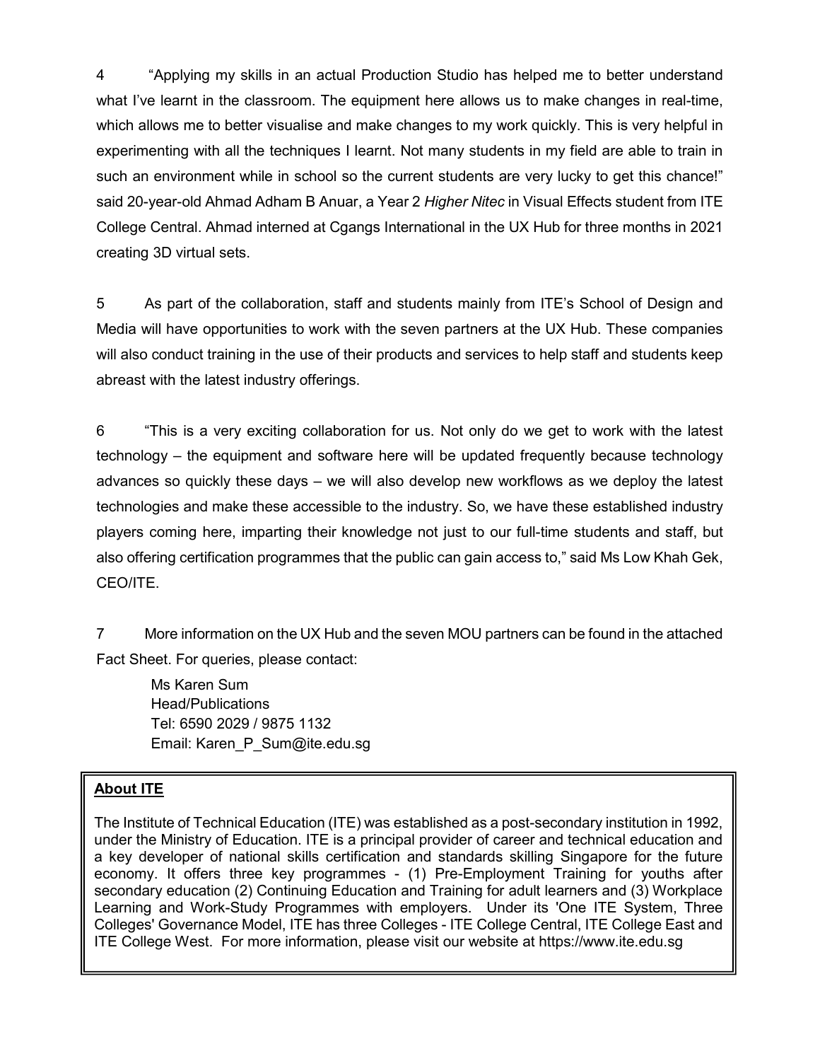4 "Applying my skills in an actual Production Studio has helped me to better understand what I've learnt in the classroom. The equipment here allows us to make changes in real-time, which allows me to better visualise and make changes to my work quickly. This is very helpful in experimenting with all the techniques I learnt. Not many students in my field are able to train in such an environment while in school so the current students are very lucky to get this chance!" said 20-year-old Ahmad Adham B Anuar, a Year 2 *Higher Nitec* in Visual Effects student from ITE College Central. Ahmad interned at Cgangs International in the UX Hub for three months in 2021 creating 3D virtual sets.

5 As part of the collaboration, staff and students mainly from ITE's School of Design and Media will have opportunities to work with the seven partners at the UX Hub. These companies will also conduct training in the use of their products and services to help staff and students keep abreast with the latest industry offerings.

6 "This is a very exciting collaboration for us. Not only do we get to work with the latest technology – the equipment and software here will be updated frequently because technology advances so quickly these days – we will also develop new workflows as we deploy the latest technologies and make these accessible to the industry. So, we have these established industry players coming here, imparting their knowledge not just to our full-time students and staff, but also offering certification programmes that the public can gain access to," said Ms Low Khah Gek, CEO/ITE.

7 More information on the UX Hub and the seven MOU partners can be found in the attached Fact Sheet. For queries, please contact:

Ms Karen Sum
Head/Publications
Tel: 6590 2029 / 9875 1132
Email: Karen_P_Sum@ite.edu.sg

**About ITE**

The Institute of Technical Education (ITE) was established as a post-secondary institution in 1992, under the Ministry of Education. ITE is a principal provider of career and technical education and a key developer of national skills certification and standards skilling Singapore for the future economy. It offers three key programmes - (1) Pre-Employment Training for youths after secondary education (2) Continuing Education and Training for adult learners and (3) Workplace Learning and Work-Study Programmes with employers. Under its 'One ITE System, Three Colleges' Governance Model, ITE has three Colleges - ITE College Central, ITE College East and ITE College West. For more information, please visit our website at https://www.ite.edu.sg